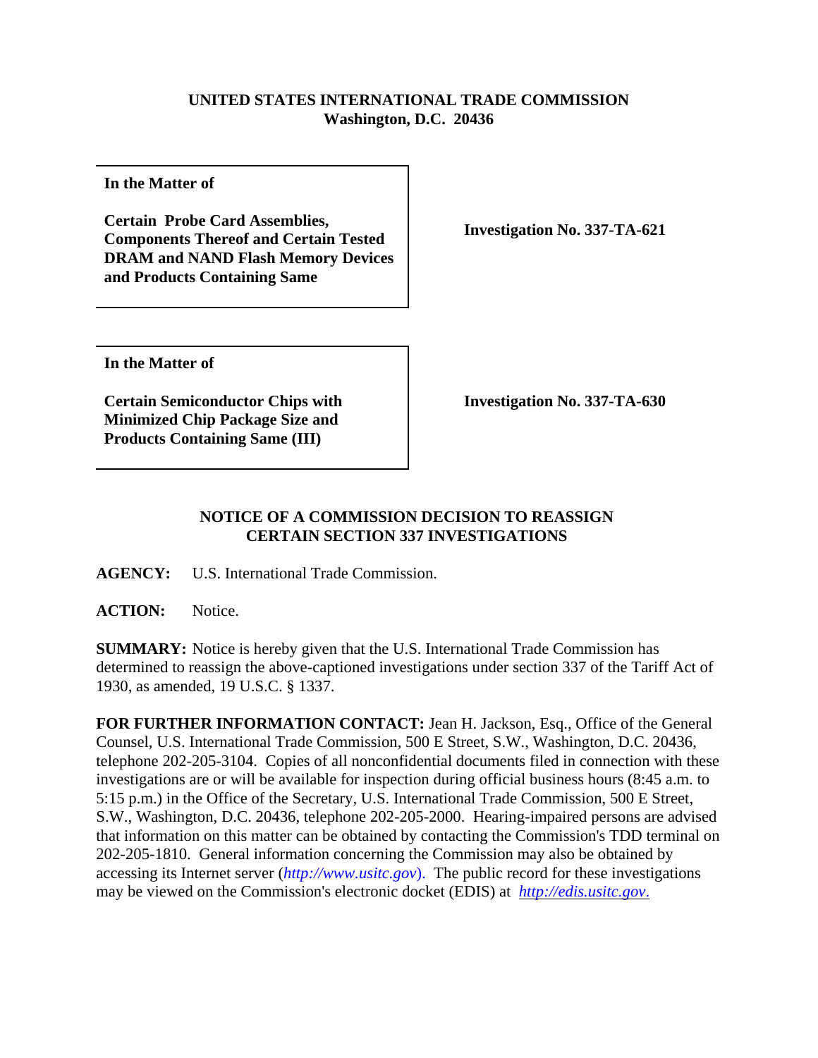**UNITED STATES INTERNATIONAL TRADE COMMISSION**
**Washington, D.C. 20436**

| | |
|---|---|
| **In the Matter of**<br><br>**Certain Probe Card Assemblies, Components Thereof and Certain Tested DRAM and NAND Flash Memory Devices and Products Containing Same** | **Investigation No. 337-TA-621** |
| **In the Matter of**<br><br>**Certain Semiconductor Chips with Minimized Chip Package Size and Products Containing Same (III)** | **Investigation No. 337-TA-630** |

## NOTICE OF A COMMISSION DECISION TO REASSIGN CERTAIN SECTION 337 INVESTIGATIONS

**AGENCY:** U.S. International Trade Commission.

**ACTION:** Notice.

**SUMMARY:** Notice is hereby given that the U.S. International Trade Commission has determined to reassign the above-captioned investigations under section 337 of the Tariff Act of 1930, as amended, 19 U.S.C. § 1337.

**FOR FURTHER INFORMATION CONTACT:** Jean H. Jackson, Esq., Office of the General Counsel, U.S. International Trade Commission, 500 E Street, S.W., Washington, D.C. 20436, telephone 202-205-3104. Copies of all nonconfidential documents filed in connection with these investigations are or will be available for inspection during official business hours (8:45 a.m. to 5:15 p.m.) in the Office of the Secretary, U.S. International Trade Commission, 500 E Street, S.W., Washington, D.C. 20436, telephone 202-205-2000. Hearing-impaired persons are advised that information on this matter can be obtained by contacting the Commission's TDD terminal on 202-205-1810. General information concerning the Commission may also be obtained by accessing its Internet server (*http://www.usitc.gov*). The public record for these investigations may be viewed on the Commission's electronic docket (EDIS) at *http://edis.usitc.gov*.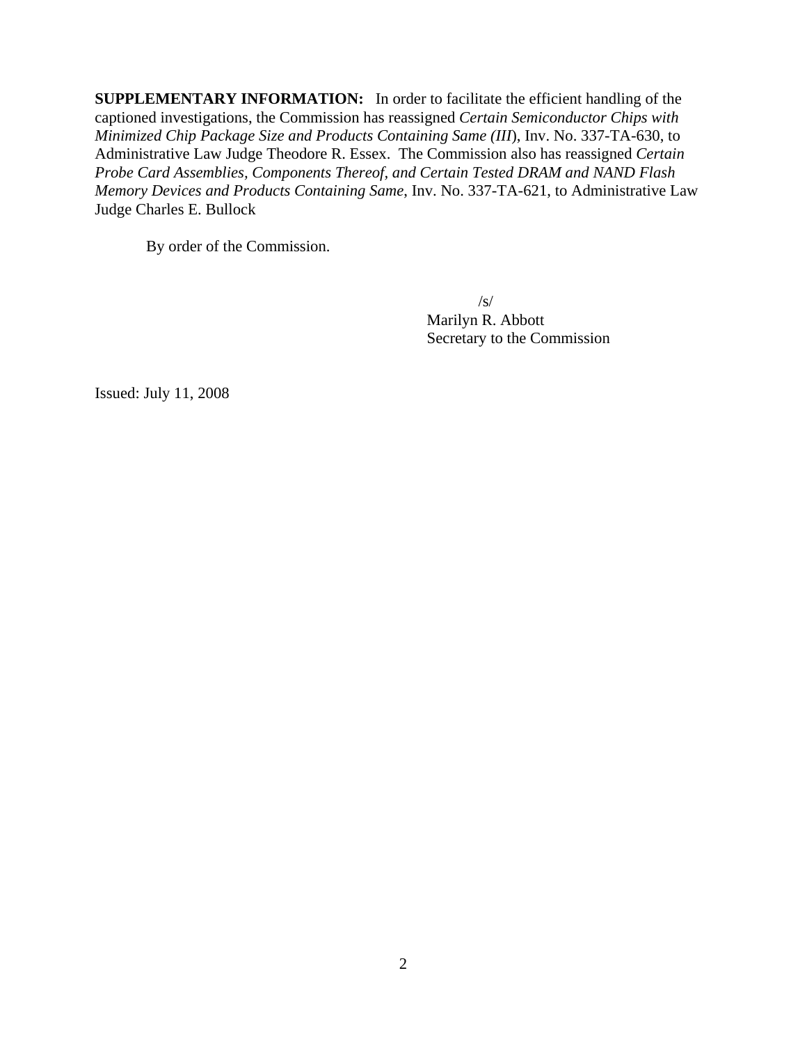**SUPPLEMENTARY INFORMATION:** In order to facilitate the efficient handling of the captioned investigations, the Commission has reassigned *Certain Semiconductor Chips with Minimized Chip Package Size and Products Containing Same (III*), Inv. No. 337-TA-630, to Administrative Law Judge Theodore R. Essex. The Commission also has reassigned *Certain Probe Card Assemblies, Components Thereof, and Certain Tested DRAM and NAND Flash Memory Devices and Products Containing Same*, Inv. No. 337-TA-621, to Administrative Law Judge Charles E. Bullock

By order of the Commission.

/s/
Marilyn R. Abbott
Secretary to the Commission

Issued: July 11, 2008